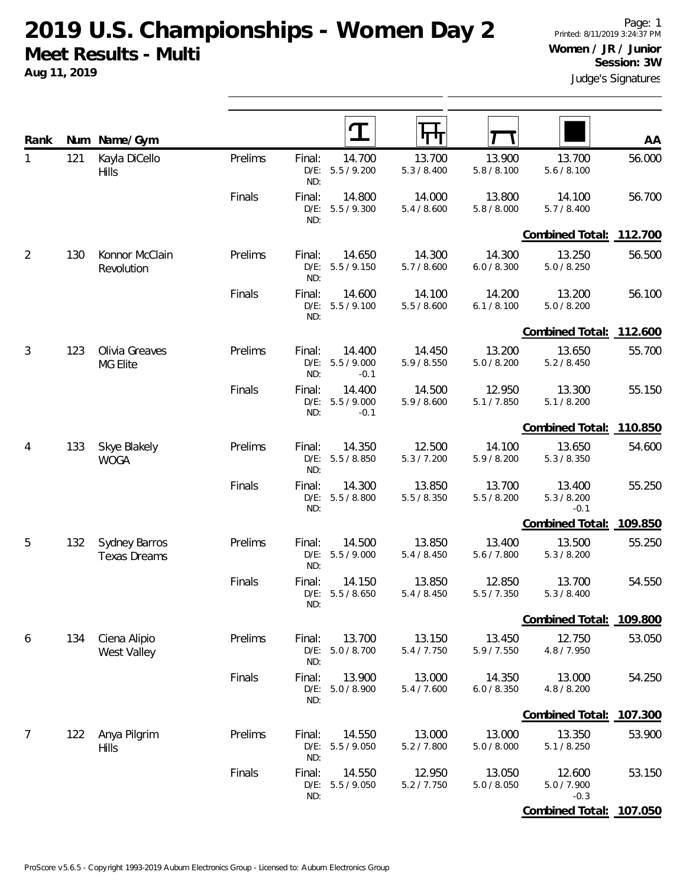# 2019 U.S. Championships - Women Day 2

## Meet Results - Multi

**Aug 11, 2019**

Printed: 8/11/2019 3:24:37 PM

**Women / JR / Junior**

**Session: 3W**

Judge's Signatures

| Rank | Num | Name/Gym | | | Vault | Bars | Beam | Floor | AA |
|---|---|---|---|---|---|---|---|---|---|
| 1 | 121 | Kayla DiCello<br>Hills | Prelims | Final:<br>D/E:<br>ND: | 14.700<br>5.5 / 9.200 | 13.700<br>5.3 / 8.400 | 13.900<br>5.8 / 8.100 | 13.700<br>5.6 / 8.100 | 56.000 |
| | | | Finals | Final:<br>D/E:<br>ND: | 14.800<br>5.5 / 9.300 | 14.000<br>5.4 / 8.600 | 13.800<br>5.8 / 8.000 | 14.100<br>5.7 / 8.400 | 56.700 |
| | | | | | | | | **Combined Total:** | **112.700** |
| 2 | 130 | Konnor McClain<br>Revolution | Prelims | Final:<br>D/E:<br>ND: | 14.650<br>5.5 / 9.150 | 14.300<br>5.7 / 8.600 | 14.300<br>6.0 / 8.300 | 13.250<br>5.0 / 8.250 | 56.500 |
| | | | Finals | Final:<br>D/E:<br>ND: | 14.600<br>5.5 / 9.100 | 14.100<br>5.5 / 8.600 | 14.200<br>6.1 / 8.100 | 13.200<br>5.0 / 8.200 | 56.100 |
| | | | | | | | | **Combined Total:** | **112.600** |
| 3 | 123 | Olivia Greaves<br>MG Elite | Prelims | Final:<br>D/E:<br>ND: | 14.400<br>5.5 / 9.000<br>-0.1 | 14.450<br>5.9 / 8.550 | 13.200<br>5.0 / 8.200 | 13.650<br>5.2 / 8.450 | 55.700 |
| | | | Finals | Final:<br>D/E:<br>ND: | 14.400<br>5.5 / 9.000<br>-0.1 | 14.500<br>5.9 / 8.600 | 12.950<br>5.1 / 7.850 | 13.300<br>5.1 / 8.200 | 55.150 |
| | | | | | | | | **Combined Total:** | **110.850** |
| 4 | 133 | Skye Blakely<br>WOGA | Prelims | Final:<br>D/E:<br>ND: | 14.350<br>5.5 / 8.850 | 12.500<br>5.3 / 7.200 | 14.100<br>5.9 / 8.200 | 13.650<br>5.3 / 8.350 | 54.600 |
| | | | Finals | Final:<br>D/E:<br>ND: | 14.300<br>5.5 / 8.800 | 13.850<br>5.5 / 8.350 | 13.700<br>5.5 / 8.200 | 13.400<br>5.3 / 8.200<br>-0.1 | 55.250 |
| | | | | | | | | **Combined Total:** | **109.850** |
| 5 | 132 | Sydney Barros<br>Texas Dreams | Prelims | Final:<br>D/E:<br>ND: | 14.500<br>5.5 / 9.000 | 13.850<br>5.4 / 8.450 | 13.400<br>5.6 / 7.800 | 13.500<br>5.3 / 8.200 | 55.250 |
| | | | Finals | Final:<br>D/E:<br>ND: | 14.150<br>5.5 / 8.650 | 13.850<br>5.4 / 8.450 | 12.850<br>5.5 / 7.350 | 13.700<br>5.3 / 8.400 | 54.550 |
| | | | | | | | | **Combined Total:** | **109.800** |
| 6 | 134 | Ciena Alipio<br>West Valley | Prelims | Final:<br>D/E:<br>ND: | 13.700<br>5.0 / 8.700 | 13.150<br>5.4 / 7.750 | 13.450<br>5.9 / 7.550 | 12.750<br>4.8 / 7.950 | 53.050 |
| | | | Finals | Final:<br>D/E:<br>ND: | 13.900<br>5.0 / 8.900 | 13.000<br>5.4 / 7.600 | 14.350<br>6.0 / 8.350 | 13.000<br>4.8 / 8.200 | 54.250 |
| | | | | | | | | **Combined Total:** | **107.300** |
| 7 | 122 | Anya Pilgrim<br>Hills | Prelims | Final:<br>D/E:<br>ND: | 14.550<br>5.5 / 9.050 | 13.000<br>5.2 / 7.800 | 13.000<br>5.0 / 8.000 | 13.350<br>5.1 / 8.250 | 53.900 |
| | | | Finals | Final:<br>D/E:<br>ND: | 14.550<br>5.5 / 9.050 | 12.950<br>5.2 / 7.750 | 13.050<br>5.0 / 8.050 | 12.600<br>5.0 / 7.900<br>-0.3 | 53.150 |
| | | | | | | | | **Combined Total:** | **107.050** |

ProScore v5.6.5 - Copyright 1993-2019 Auburn Electronics Group - Licensed to: Auburn Electronics Group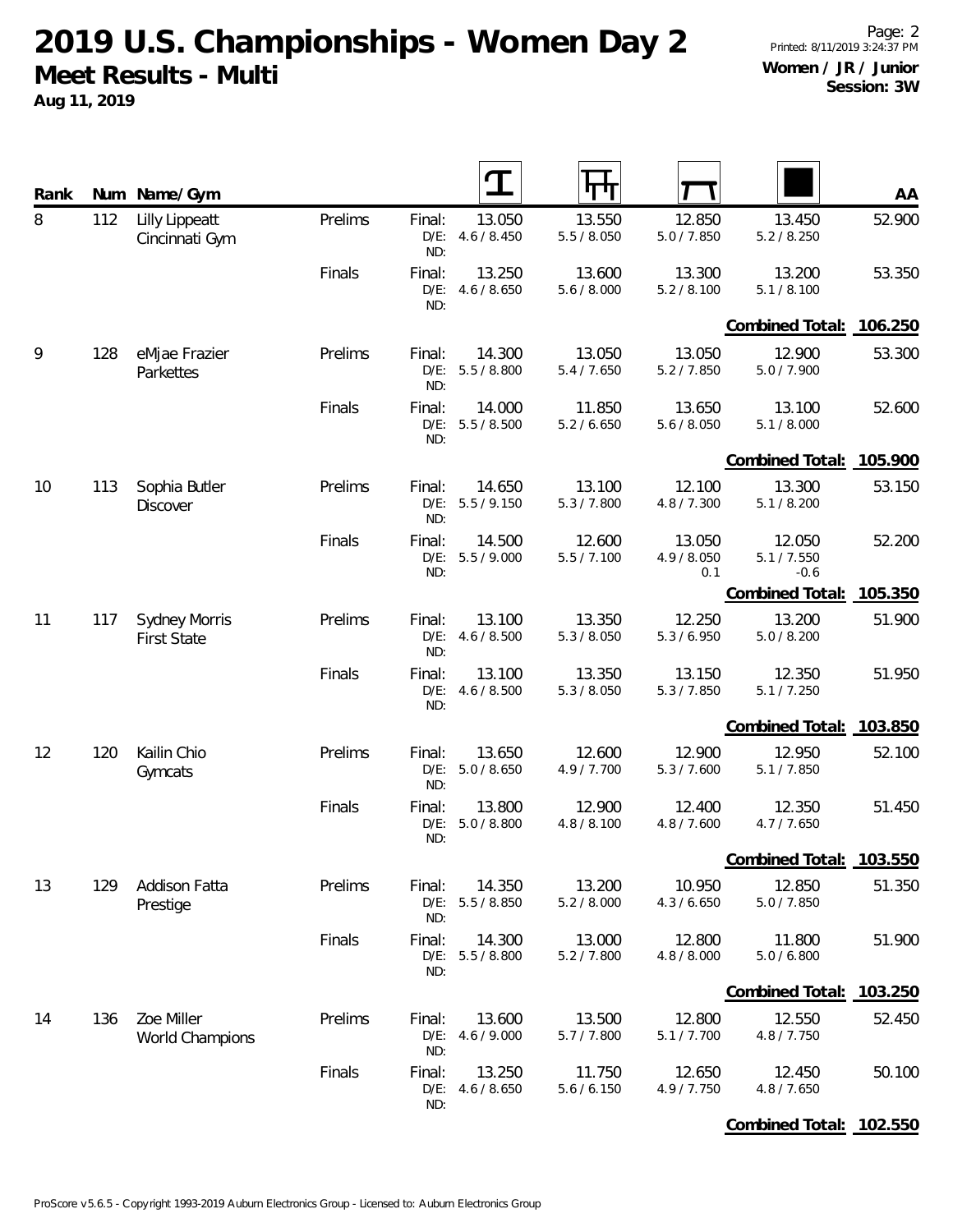# 2019 U.S. Championships - Women Day 2

**Meet Results - Multi**

**Aug 11, 2019**

**Women / JR / Junior**
**Session: 3W**

| Rank | Num | Name/Gym | | | Vault | Bars | Beam | Floor | AA |
|---|---|---|---|---|---|---|---|---|---|
| 8 | 112 | Lilly Lippeatt<br>Cincinnati Gym | Prelims | Final:<br>D/E:<br>ND: | 13.050<br>4.6 / 8.450 | 13.550<br>5.5 / 8.050 | 12.850<br>5.0 / 7.850 | 13.450<br>5.2 / 8.250 | 52.900 |
| | | | Finals | Final:<br>D/E:<br>ND: | 13.250<br>4.6 / 8.650 | 13.600<br>5.6 / 8.000 | 13.300<br>5.2 / 8.100 | 13.200<br>5.1 / 8.100 | 53.350 |
| | | | | | | | | **Combined Total:** | **106.250** |
| 9 | 128 | eMjae Frazier<br>Parkettes | Prelims | Final:<br>D/E:<br>ND: | 14.300<br>5.5 / 8.800 | 13.050<br>5.4 / 7.650 | 13.050<br>5.2 / 7.850 | 12.900<br>5.0 / 7.900 | 53.300 |
| | | | Finals | Final:<br>D/E:<br>ND: | 14.000<br>5.5 / 8.500 | 11.850<br>5.2 / 6.650 | 13.650<br>5.6 / 8.050 | 13.100<br>5.1 / 8.000 | 52.600 |
| | | | | | | | | **Combined Total:** | **105.900** |
| 10 | 113 | Sophia Butler<br>Discover | Prelims | Final:<br>D/E:<br>ND: | 14.650<br>5.5 / 9.150 | 13.100<br>5.3 / 7.800 | 12.100<br>4.8 / 7.300 | 13.300<br>5.1 / 8.200 | 53.150 |
| | | | Finals | Final:<br>D/E:<br>ND: | 14.500<br>5.5 / 9.000 | 12.600<br>5.5 / 7.100 | 13.050<br>4.9 / 8.050<br>0.1 | 12.050<br>5.1 / 7.550<br>-0.6 | 52.200 |
| | | | | | | | | **Combined Total:** | **105.350** |
| 11 | 117 | Sydney Morris<br>First State | Prelims | Final:<br>D/E:<br>ND: | 13.100<br>4.6 / 8.500 | 13.350<br>5.3 / 8.050 | 12.250<br>5.3 / 6.950 | 13.200<br>5.0 / 8.200 | 51.900 |
| | | | Finals | Final:<br>D/E:<br>ND: | 13.100<br>4.6 / 8.500 | 13.350<br>5.3 / 8.050 | 13.150<br>5.3 / 7.850 | 12.350<br>5.1 / 7.250 | 51.950 |
| | | | | | | | | **Combined Total:** | **103.850** |
| 12 | 120 | Kailin Chio<br>Gymcats | Prelims | Final:<br>D/E:<br>ND: | 13.650<br>5.0 / 8.650 | 12.600<br>4.9 / 7.700 | 12.900<br>5.3 / 7.600 | 12.950<br>5.1 / 7.850 | 52.100 |
| | | | Finals | Final:<br>D/E:<br>ND: | 13.800<br>5.0 / 8.800 | 12.900<br>4.8 / 8.100 | 12.400<br>4.8 / 7.600 | 12.350<br>4.7 / 7.650 | 51.450 |
| | | | | | | | | **Combined Total:** | **103.550** |
| 13 | 129 | Addison Fatta<br>Prestige | Prelims | Final:<br>D/E:<br>ND: | 14.350<br>5.5 / 8.850 | 13.200<br>5.2 / 8.000 | 10.950<br>4.3 / 6.650 | 12.850<br>5.0 / 7.850 | 51.350 |
| | | | Finals | Final:<br>D/E:<br>ND: | 14.300<br>5.5 / 8.800 | 13.000<br>5.2 / 7.800 | 12.800<br>4.8 / 8.000 | 11.800<br>5.0 / 6.800 | 51.900 |
| | | | | | | | | **Combined Total:** | **103.250** |
| 14 | 136 | Zoe Miller<br>World Champions | Prelims | Final:<br>D/E:<br>ND: | 13.600<br>4.6 / 9.000 | 13.500<br>5.7 / 7.800 | 12.800<br>5.1 / 7.700 | 12.550<br>4.8 / 7.750 | 52.450 |
| | | | Finals | Final:<br>D/E:<br>ND: | 13.250<br>4.6 / 8.650 | 11.750<br>5.6 / 6.150 | 12.650<br>4.9 / 7.750 | 12.450<br>4.8 / 7.650 | 50.100 |
| | | | | | | | | **Combined Total:** | **102.550** |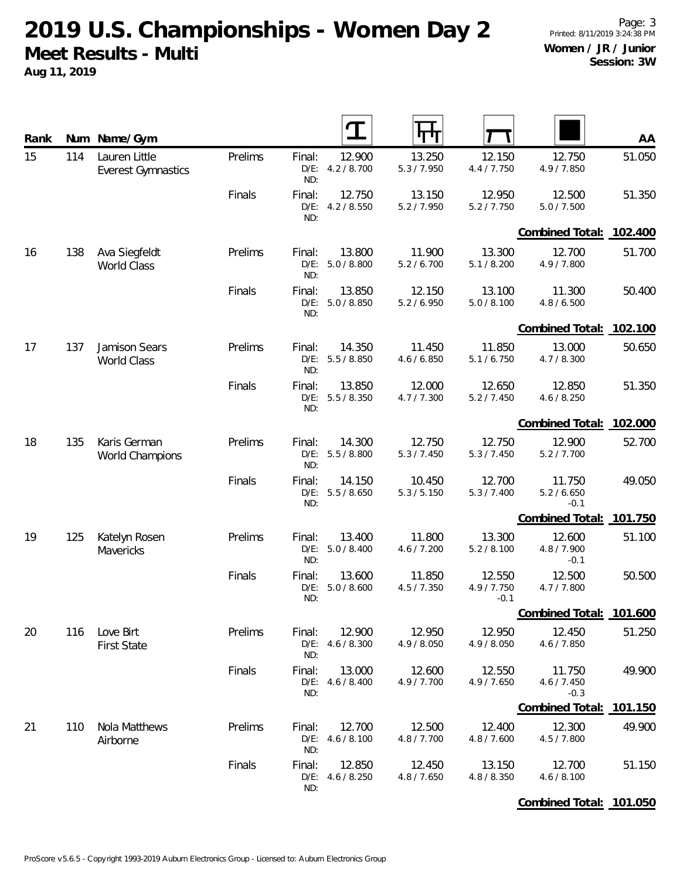# 2019 U.S. Championships - Women Day 2

**Meet Results - Multi**

**Aug 11, 2019**

Page: 3
Printed: 8/11/2019 3:24:38 PM
**Women / JR / Junior**
**Session: 3W**

| Rank | Num | Name/Gym | | | Vault | Bars | Beam | Floor | AA |
|---|---|---|---|---|---|---|---|---|---|
| 15 | 114 | Lauren Little<br>Everest Gymnastics | Prelims | Final:<br>D/E:<br>ND: | 12.900<br>4.2 / 8.700 | 13.250<br>5.3 / 7.950 | 12.150<br>4.4 / 7.750 | 12.750<br>4.9 / 7.850 | 51.050 |
| | | | Finals | Final:<br>D/E:<br>ND: | 12.750<br>4.2 / 8.550 | 13.150<br>5.2 / 7.950 | 12.950<br>5.2 / 7.750 | 12.500<br>5.0 / 7.500 | 51.350 |
| | | | | | | | | **Combined Total:** | **102.400** |
| 16 | 138 | Ava Siegfeldt<br>World Class | Prelims | Final:<br>D/E:<br>ND: | 13.800<br>5.0 / 8.800 | 11.900<br>5.2 / 6.700 | 13.300<br>5.1 / 8.200 | 12.700<br>4.9 / 7.800 | 51.700 |
| | | | Finals | Final:<br>D/E:<br>ND: | 13.850<br>5.0 / 8.850 | 12.150<br>5.2 / 6.950 | 13.100<br>5.0 / 8.100 | 11.300<br>4.8 / 6.500 | 50.400 |
| | | | | | | | | **Combined Total:** | **102.100** |
| 17 | 137 | Jamison Sears<br>World Class | Prelims | Final:<br>D/E:<br>ND: | 14.350<br>5.5 / 8.850 | 11.450<br>4.6 / 6.850 | 11.850<br>5.1 / 6.750 | 13.000<br>4.7 / 8.300 | 50.650 |
| | | | Finals | Final:<br>D/E:<br>ND: | 13.850<br>5.5 / 8.350 | 12.000<br>4.7 / 7.300 | 12.650<br>5.2 / 7.450 | 12.850<br>4.6 / 8.250 | 51.350 |
| | | | | | | | | **Combined Total:** | **102.000** |
| 18 | 135 | Karis German<br>World Champions | Prelims | Final:<br>D/E:<br>ND: | 14.300<br>5.5 / 8.800 | 12.750<br>5.3 / 7.450 | 12.750<br>5.3 / 7.450 | 12.900<br>5.2 / 7.700 | 52.700 |
| | | | Finals | Final:<br>D/E:<br>ND: | 14.150<br>5.5 / 8.650 | 10.450<br>5.3 / 5.150 | 12.700<br>5.3 / 7.400 | 11.750<br>5.2 / 6.650<br>-0.1 | 49.050 |
| | | | | | | | | **Combined Total:** | **101.750** |
| 19 | 125 | Katelyn Rosen<br>Mavericks | Prelims | Final:<br>D/E:<br>ND: | 13.400<br>5.0 / 8.400 | 11.800<br>4.6 / 7.200 | 13.300<br>5.2 / 8.100 | 12.600<br>4.8 / 7.900<br>-0.1 | 51.100 |
| | | | Finals | Final:<br>D/E:<br>ND: | 13.600<br>5.0 / 8.600 | 11.850<br>4.5 / 7.350 | 12.550<br>4.9 / 7.750<br>-0.1 | 12.500<br>4.7 / 7.800 | 50.500 |
| | | | | | | | | **Combined Total:** | **101.600** |
| 20 | 116 | Love Birt<br>First State | Prelims | Final:<br>D/E:<br>ND: | 12.900<br>4.6 / 8.300 | 12.950<br>4.9 / 8.050 | 12.950<br>4.9 / 8.050 | 12.450<br>4.6 / 7.850 | 51.250 |
| | | | Finals | Final:<br>D/E:<br>ND: | 13.000<br>4.6 / 8.400 | 12.600<br>4.9 / 7.700 | 12.550<br>4.9 / 7.650 | 11.750<br>4.6 / 7.450<br>-0.3 | 49.900 |
| | | | | | | | | **Combined Total:** | **101.150** |
| 21 | 110 | Nola Matthews<br>Airborne | Prelims | Final:<br>D/E:<br>ND: | 12.700<br>4.6 / 8.100 | 12.500<br>4.8 / 7.700 | 12.400<br>4.8 / 7.600 | 12.300<br>4.5 / 7.800 | 49.900 |
| | | | Finals | Final:<br>D/E:<br>ND: | 12.850<br>4.6 / 8.250 | 12.450<br>4.8 / 7.650 | 13.150<br>4.8 / 8.350 | 12.700<br>4.6 / 8.100 | 51.150 |
| | | | | | | | | **Combined Total:** | **101.050** |

ProScore v5.6.5 - Copyright 1993-2019 Auburn Electronics Group - Licensed to: Auburn Electronics Group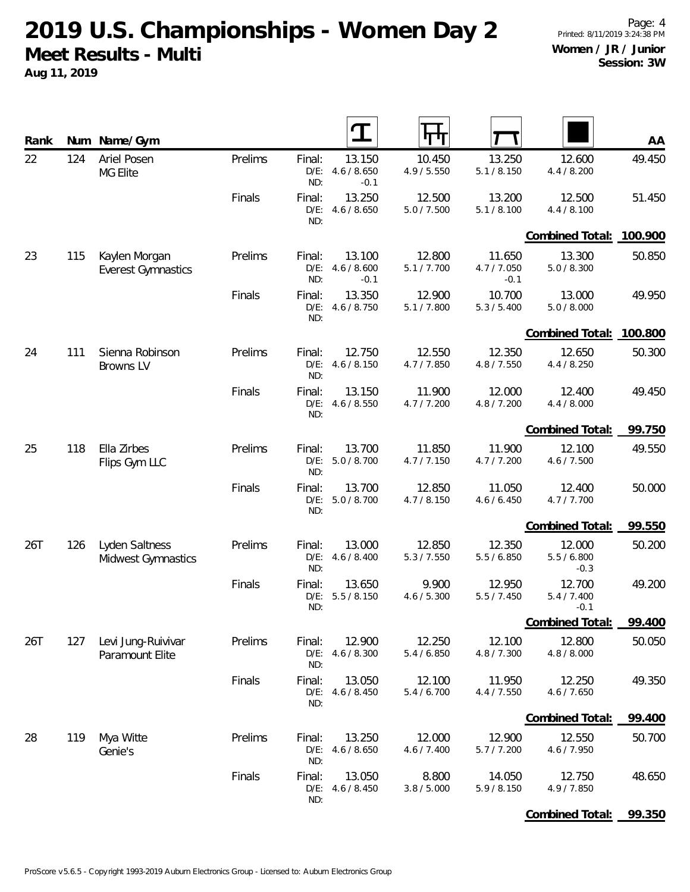# 2019 U.S. Championships - Women Day 2

## Meet Results - Multi

**Aug 11, 2019**

Printed: 8/11/2019 3:24:38 PM

**Women / JR / Junior**
**Session: 3W**

| Rank | Num | Name/Gym | | | Vault | Uneven Bars | Balance Beam | Floor | AA |
|---|---|---|---|---|---|---|---|---|---|
| 22 | 124 | Ariel Posen<br>MG Elite | Prelims | Final:<br>D/E:<br>ND: | 13.150<br>4.6 / 8.650<br>-0.1 | 10.450<br>4.9 / 5.550 | 13.250<br>5.1 / 8.150 | 12.600<br>4.4 / 8.200 | 49.450 |
| | | | Finals | Final:<br>D/E:<br>ND: | 13.250<br>4.6 / 8.650 | 12.500<br>5.0 / 7.500 | 13.200<br>5.1 / 8.100 | 12.500<br>4.4 / 8.100 | 51.450 |
| | | | | | | | | **Combined Total:** | **100.900** |
| 23 | 115 | Kaylen Morgan<br>Everest Gymnastics | Prelims | Final:<br>D/E:<br>ND: | 13.100<br>4.6 / 8.600<br>-0.1 | 12.800<br>5.1 / 7.700 | 11.650<br>4.7 / 7.050<br>-0.1 | 13.300<br>5.0 / 8.300 | 50.850 |
| | | | Finals | Final:<br>D/E:<br>ND: | 13.350<br>4.6 / 8.750 | 12.900<br>5.1 / 7.800 | 10.700<br>5.3 / 5.400 | 13.000<br>5.0 / 8.000 | 49.950 |
| | | | | | | | | **Combined Total:** | **100.800** |
| 24 | 111 | Sienna Robinson<br>Browns LV | Prelims | Final:<br>D/E:<br>ND: | 12.750<br>4.6 / 8.150 | 12.550<br>4.7 / 7.850 | 12.350<br>4.8 / 7.550 | 12.650<br>4.4 / 8.250 | 50.300 |
| | | | Finals | Final:<br>D/E:<br>ND: | 13.150<br>4.6 / 8.550 | 11.900<br>4.7 / 7.200 | 12.000<br>4.8 / 7.200 | 12.400<br>4.4 / 8.000 | 49.450 |
| | | | | | | | | **Combined Total:** | **99.750** |
| 25 | 118 | Ella Zirbes<br>Flips Gym LLC | Prelims | Final:<br>D/E:<br>ND: | 13.700<br>5.0 / 8.700 | 11.850<br>4.7 / 7.150 | 11.900<br>4.7 / 7.200 | 12.100<br>4.6 / 7.500 | 49.550 |
| | | | Finals | Final:<br>D/E:<br>ND: | 13.700<br>5.0 / 8.700 | 12.850<br>4.7 / 8.150 | 11.050<br>4.6 / 6.450 | 12.400<br>4.7 / 7.700 | 50.000 |
| | | | | | | | | **Combined Total:** | **99.550** |
| 26T | 126 | Lyden Saltness<br>Midwest Gymnastics | Prelims | Final:<br>D/E:<br>ND: | 13.000<br>4.6 / 8.400 | 12.850<br>5.3 / 7.550 | 12.350<br>5.5 / 6.850 | 12.000<br>5.5 / 6.800<br>-0.3 | 50.200 |
| | | | Finals | Final:<br>D/E:<br>ND: | 13.650<br>5.5 / 8.150 | 9.900<br>4.6 / 5.300 | 12.950<br>5.5 / 7.450 | 12.700<br>5.4 / 7.400<br>-0.1 | 49.200 |
| | | | | | | | | **Combined Total:** | **99.400** |
| 26T | 127 | Levi Jung-Ruivivar<br>Paramount Elite | Prelims | Final:<br>D/E:<br>ND: | 12.900<br>4.6 / 8.300 | 12.250<br>5.4 / 6.850 | 12.100<br>4.8 / 7.300 | 12.800<br>4.8 / 8.000 | 50.050 |
| | | | Finals | Final:<br>D/E:<br>ND: | 13.050<br>4.6 / 8.450 | 12.100<br>5.4 / 6.700 | 11.950<br>4.4 / 7.550 | 12.250<br>4.6 / 7.650 | 49.350 |
| | | | | | | | | **Combined Total:** | **99.400** |
| 28 | 119 | Mya Witte<br>Genie's | Prelims | Final:<br>D/E:<br>ND: | 13.250<br>4.6 / 8.650 | 12.000<br>4.6 / 7.400 | 12.900<br>5.7 / 7.200 | 12.550<br>4.6 / 7.950 | 50.700 |
| | | | Finals | Final:<br>D/E:<br>ND: | 13.050<br>4.6 / 8.450 | 8.800<br>3.8 / 5.000 | 14.050<br>5.9 / 8.150 | 12.750<br>4.9 / 7.850 | 48.650 |
| | | | | | | | | **Combined Total:** | **99.350** |

ProScore v5.6.5 - Copyright 1993-2019 Auburn Electronics Group - Licensed to: Auburn Electronics Group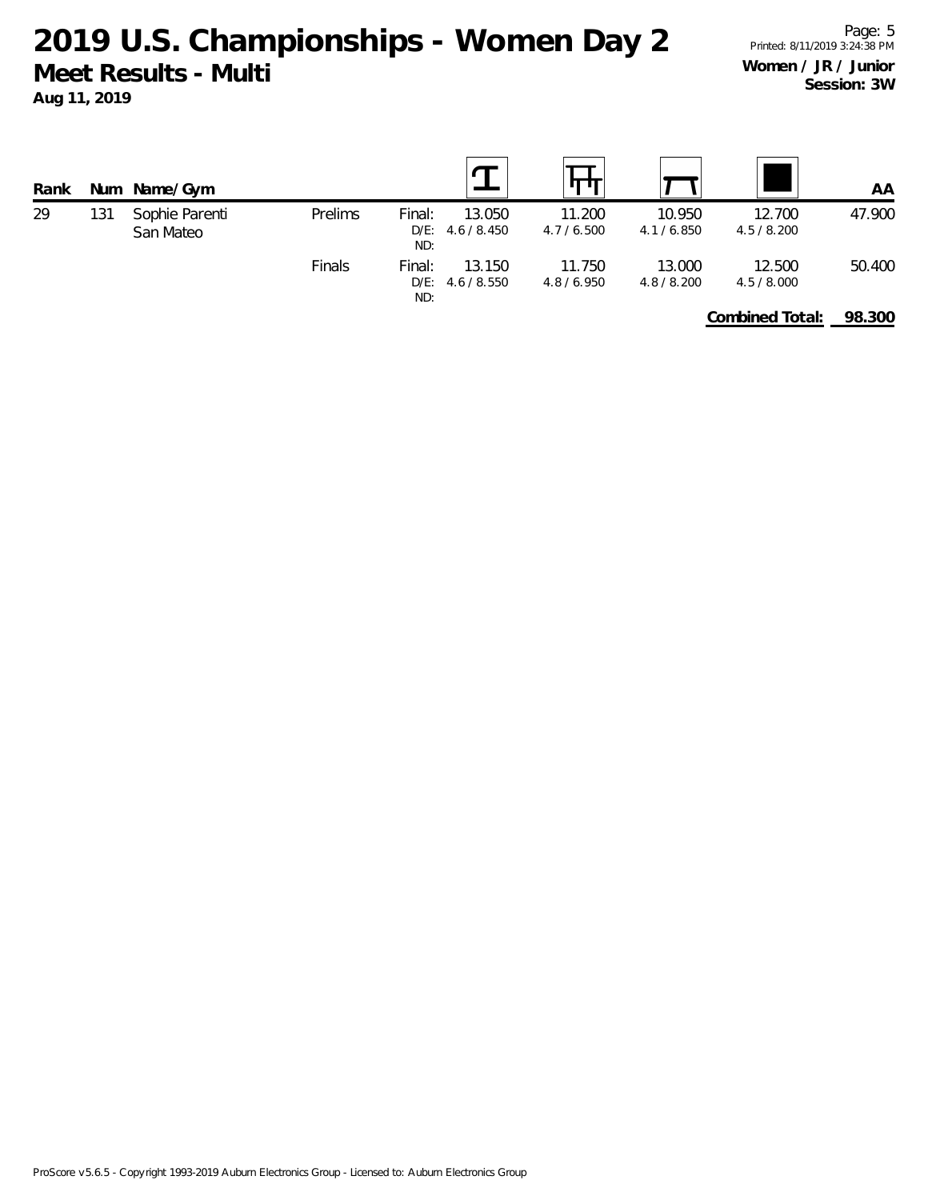# 2019 U.S. Championships - Women Day 2

## Meet Results - Multi

**Aug 11, 2019**

**Women / JR / Junior**
**Session: 3W**

| Rank | Num | Name/Gym | | | Vault | Bars | Beam | Floor | AA |
|---|---|---|---|---|---|---|---|---|---|
| 29 | 131 | Sophie Parenti<br>San Mateo | Prelims | Final:<br>D/E:<br>ND: | 13.050<br>4.6 / 8.450 | 11.200<br>4.7 / 6.500 | 10.950<br>4.1 / 6.850 | 12.700<br>4.5 / 8.200 | 47.900 |
| | | | Finals | Final:<br>D/E:<br>ND: | 13.150<br>4.6 / 8.550 | 11.750<br>4.8 / 6.950 | 13.000<br>4.8 / 8.200 | 12.500<br>4.5 / 8.000 | 50.400 |
| | | | | | | | | **Combined Total:** | **98.300** |

ProScore v5.6.5 - Copyright 1993-2019 Auburn Electronics Group - Licensed to: Auburn Electronics Group